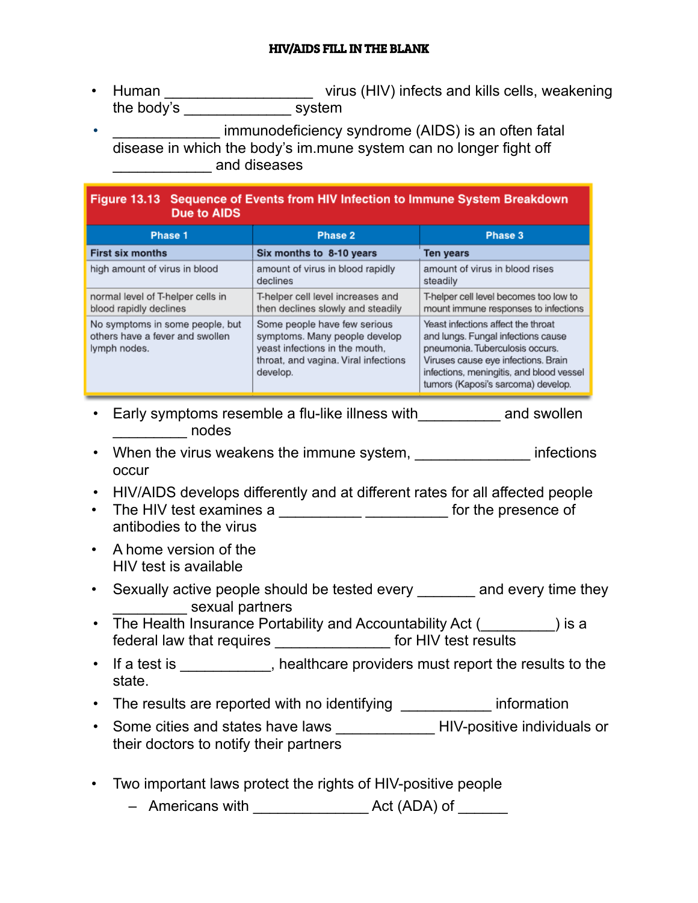**HIV/AIDS FILL IN THE BLANK**

- Human ___________________ virus (HIV) infects and kills cells, weakening the body's ______________ system
- _____________ immunodeficiency syndrome (AIDS) is an often fatal disease in which the body's im.mune system can no longer fight off ____________ and diseases

**Figure 13.13 Sequence of Events from HIV Infection to Immune System Breakdown Due to AIDS**

| Phase 1 | Phase 2 | Phase 3 |
|---|---|---|
| **First six months** | **Six months to 8-10 years** | **Ten years** |
| high amount of virus in blood | amount of virus in blood rapidly declines | amount of virus in blood rises steadily |
| normal level of T-helper cells in blood rapidly declines | T-helper cell level increases and then declines slowly and steadily | T-helper cell level becomes too low to mount immune responses to infections |
| No symptoms in some people, but others have a fever and swollen lymph nodes. | Some people have few serious symptoms. Many people develop yeast infections in the mouth, throat, and vagina. Viral infections develop. | Yeast infections affect the throat and lungs. Fungal infections cause pneumonia. Tuberculosis occurs. Viruses cause eye infections. Brain infections, meningitis, and blood vessel tumors (Kaposi's sarcoma) develop. |

- Early symptoms resemble a flu-like illness with__________ and swollen _________ nodes
- When the virus weakens the immune system, ______________ infections occur
- HIV/AIDS develops differently and at different rates for all affected people
- The HIV test examines a __________ __________ for the presence of antibodies to the virus
- A home version of the HIV test is available
- Sexually active people should be tested every _______ and every time they _________ sexual partners
- The Health Insurance Portability and Accountability Act (_________) is a federal law that requires ______________ for HIV test results
- If a test is ___________, healthcare providers must report the results to the state.
- The results are reported with no identifying ___________ information
- Some cities and states have laws ____________ HIV-positive individuals or their doctors to notify their partners
- Two important laws protect the rights of HIV-positive people
  - Americans with ______________ Act (ADA) of ______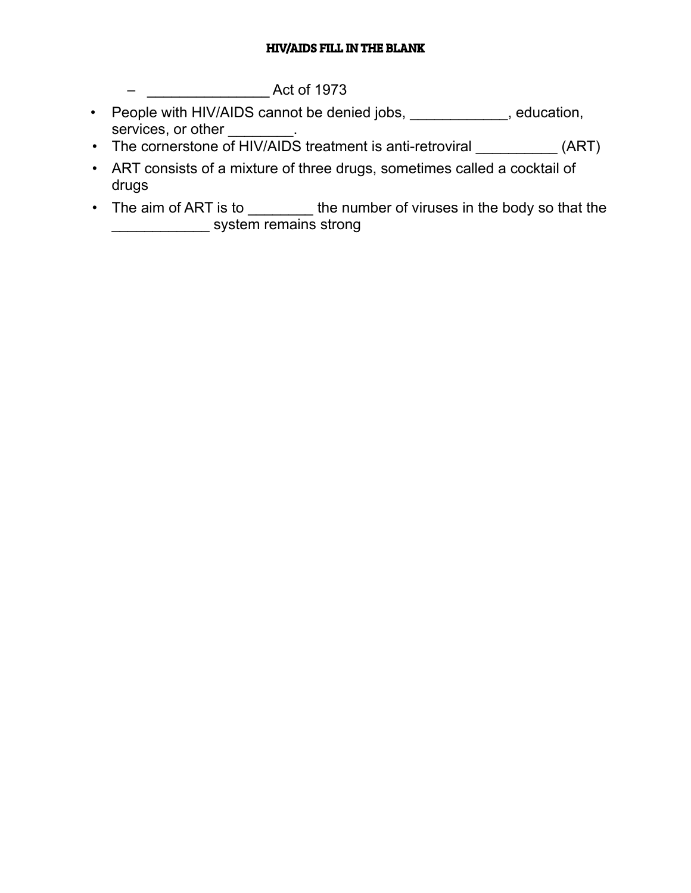# HIV/AIDS FILL IN THE BLANK

  - _______________ Act of 1973
- People with HIV/AIDS cannot be denied jobs, ____________, education, services, or other ________.
- The cornerstone of HIV/AIDS treatment is anti-retroviral __________ (ART)
- ART consists of a mixture of three drugs, sometimes called a cocktail of drugs
- The aim of ART is to ________ the number of viruses in the body so that the ____________ system remains strong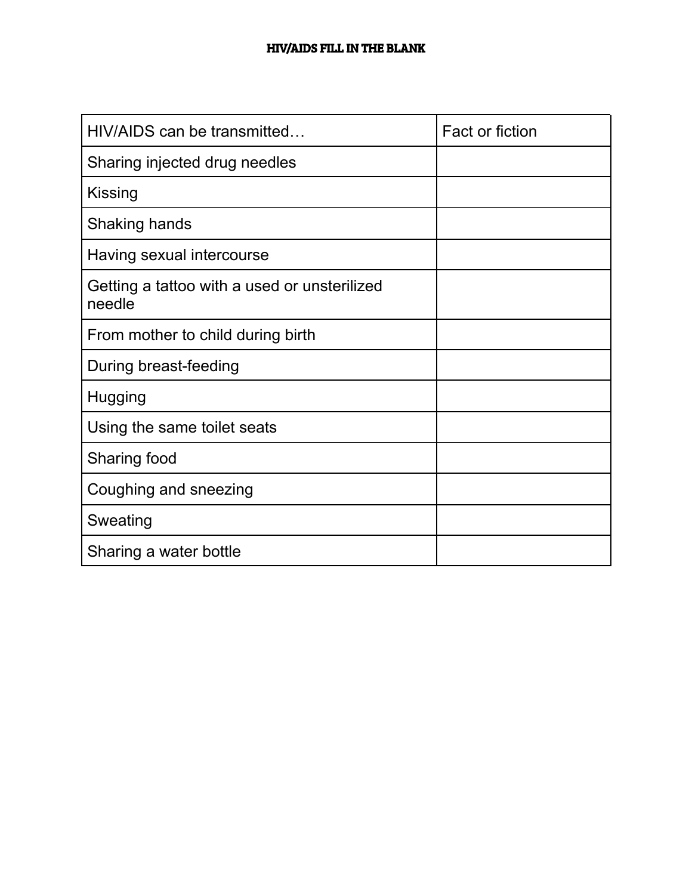# HIV/AIDS FILL IN THE BLANK

| HIV/AIDS can be transmitted… | Fact or fiction |
| --- | --- |
| Sharing injected drug needles | |
| Kissing | |
| Shaking hands | |
| Having sexual intercourse | |
| Getting a tattoo with a used or unsterilized needle | |
| From mother to child during birth | |
| During breast-feeding | |
| Hugging | |
| Using the same toilet seats | |
| Sharing food | |
| Coughing and sneezing | |
| Sweating | |
| Sharing a water bottle | |